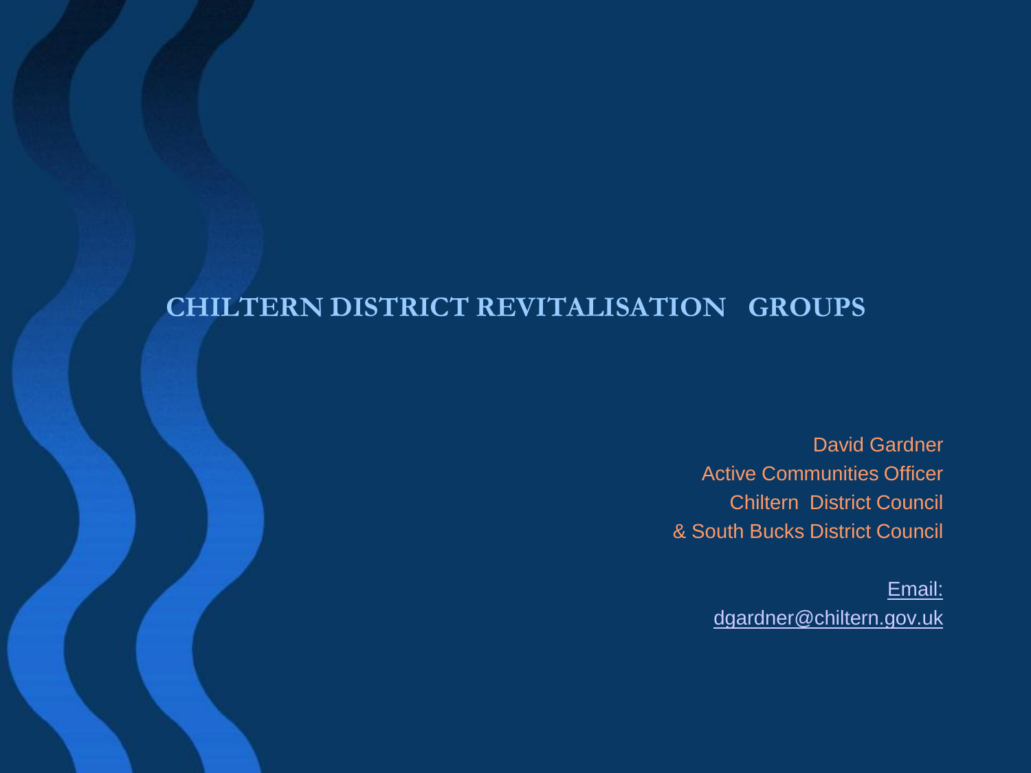# CHILTERN DISTRICT REVITALISATION GROUPS

David Gardner
Active Communities Officer
Chiltern District Council
& South Bucks District Council

Email:
dgardner@chiltern.gov.uk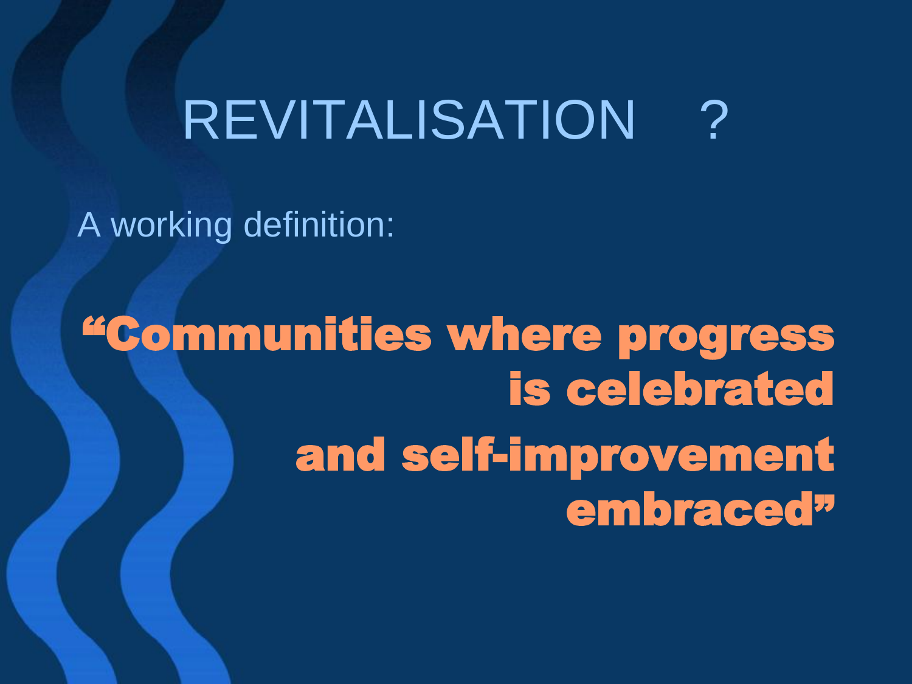# REVITALISATION ?

A working definition:

**"Communities where progress is celebrated and self-improvement embraced"**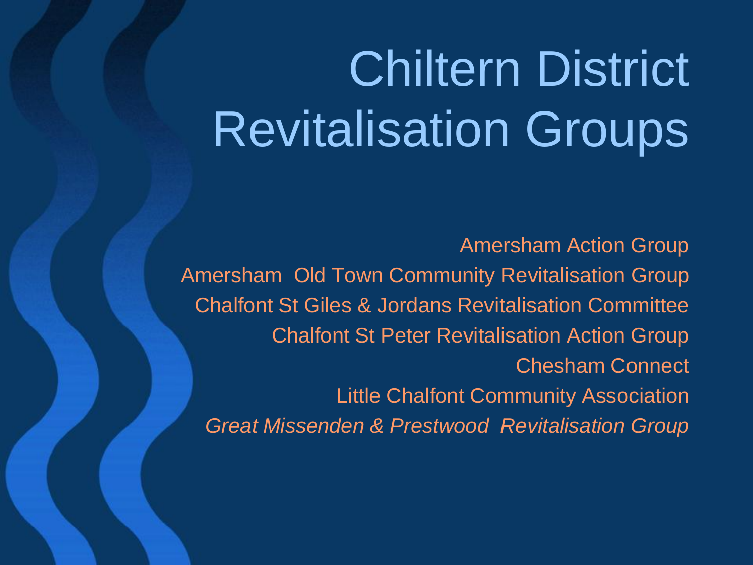# Chiltern District Revitalisation Groups

Amersham Action Group

Amersham Old Town Community Revitalisation Group

Chalfont St Giles & Jordans Revitalisation Committee

Chalfont St Peter Revitalisation Action Group

Chesham Connect

Little Chalfont Community Association

*Great Missenden & Prestwood Revitalisation Group*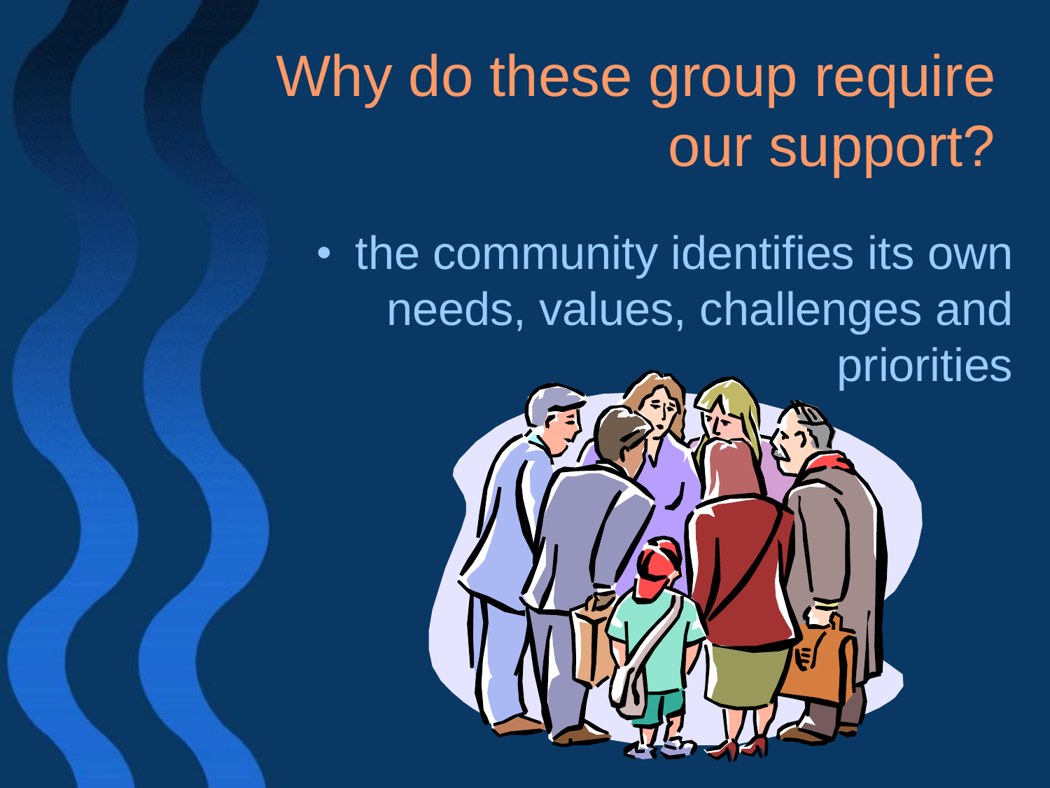# Why do these group require our support?

- the community identifies its own needs, values, challenges and priorities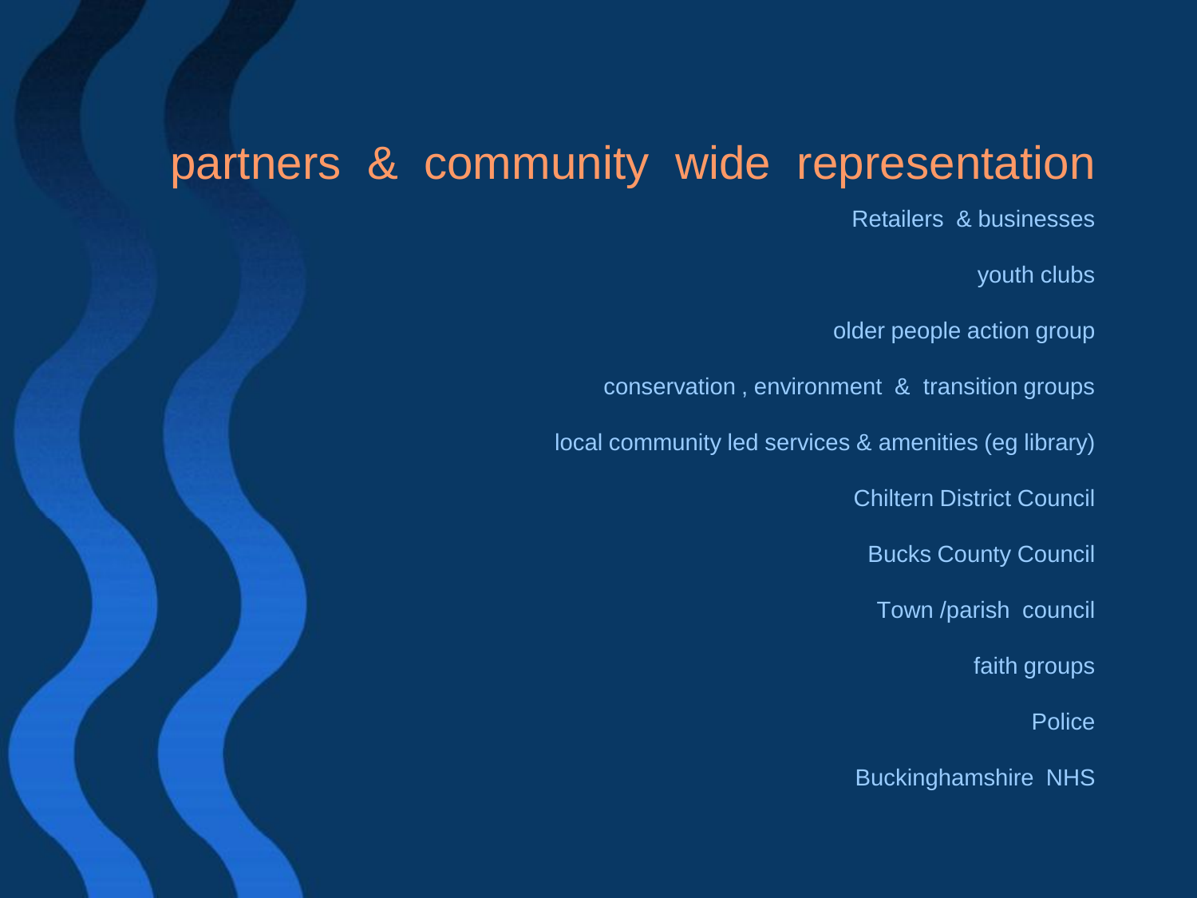# partners & community wide representation

Retailers & businesses

youth clubs

older people action group

conservation , environment & transition groups

local community led services & amenities (eg library)

Chiltern District Council

Bucks County Council

Town /parish council

faith groups

Police

Buckinghamshire NHS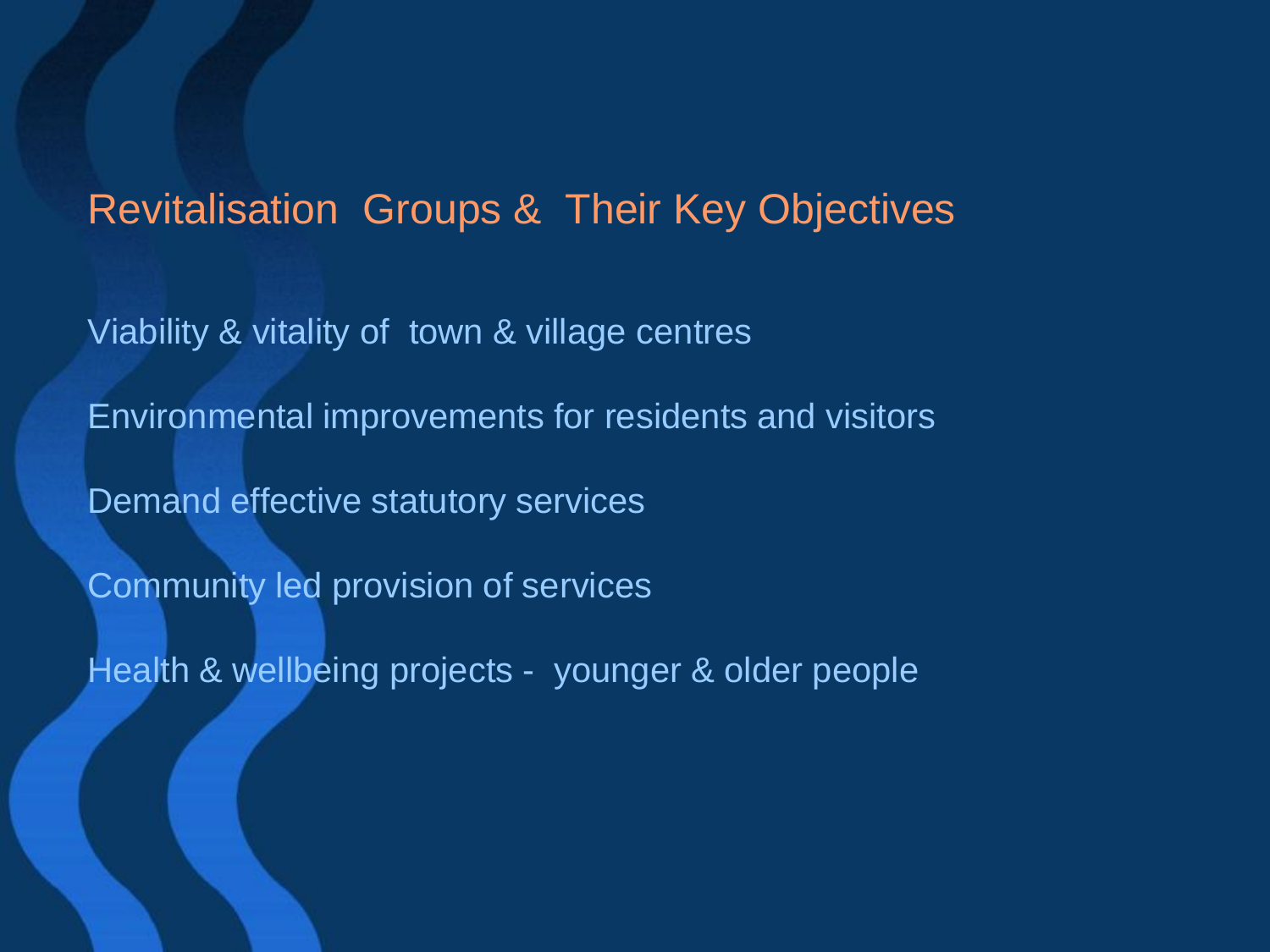# Revitalisation Groups & Their Key Objectives

Viability & vitality of town & village centres

Environmental improvements for residents and visitors

Demand effective statutory services

Community led provision of services

Health & wellbeing projects - younger & older people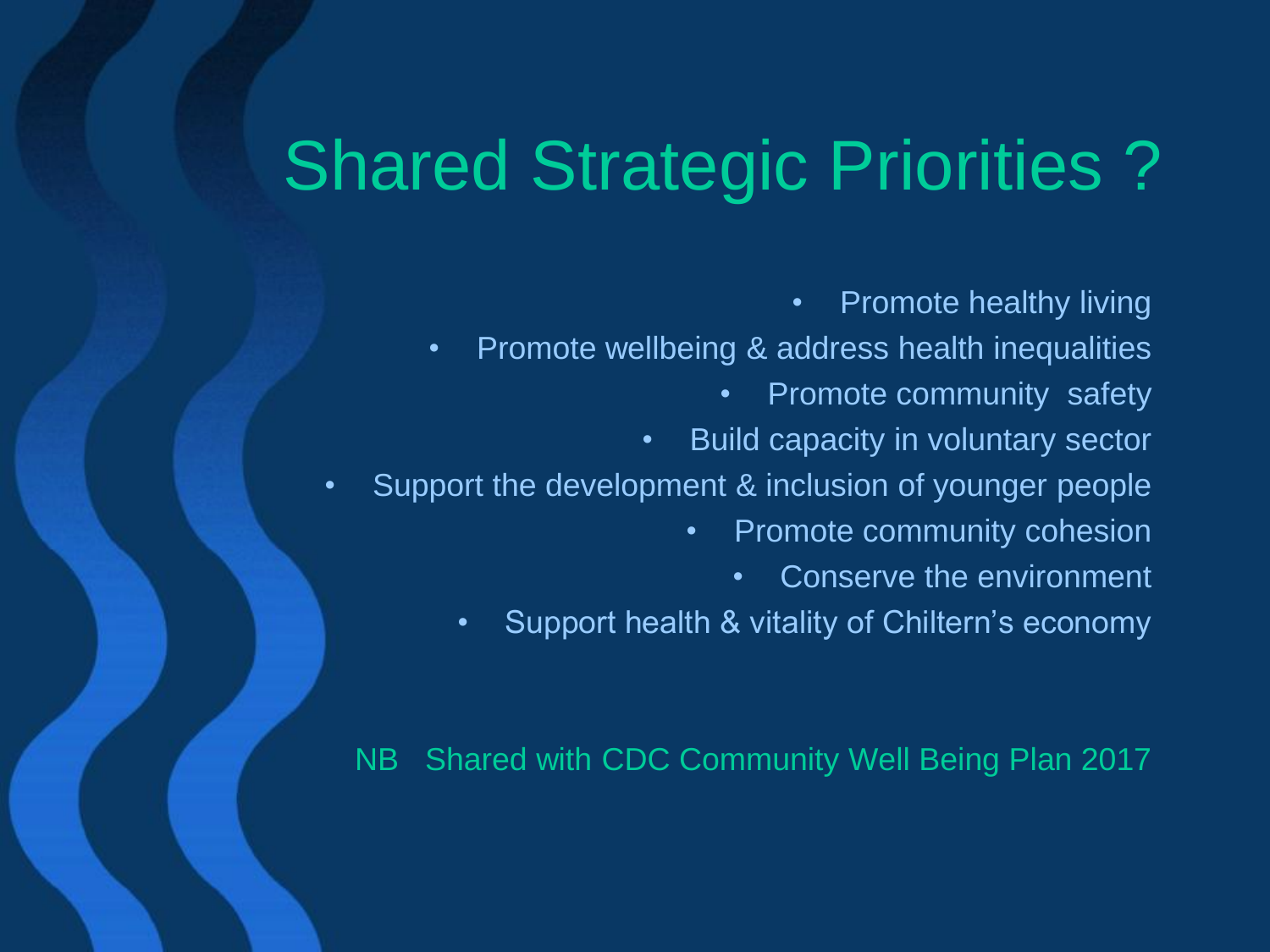# Shared Strategic Priorities ?

- Promote healthy living
- Promote wellbeing & address health inequalities
- Promote community  safety
- Build capacity in voluntary sector
- Support the development & inclusion of younger people
- Promote community cohesion
- Conserve the environment
- Support health & vitality of Chiltern's economy

NB   Shared with CDC Community Well Being Plan 2017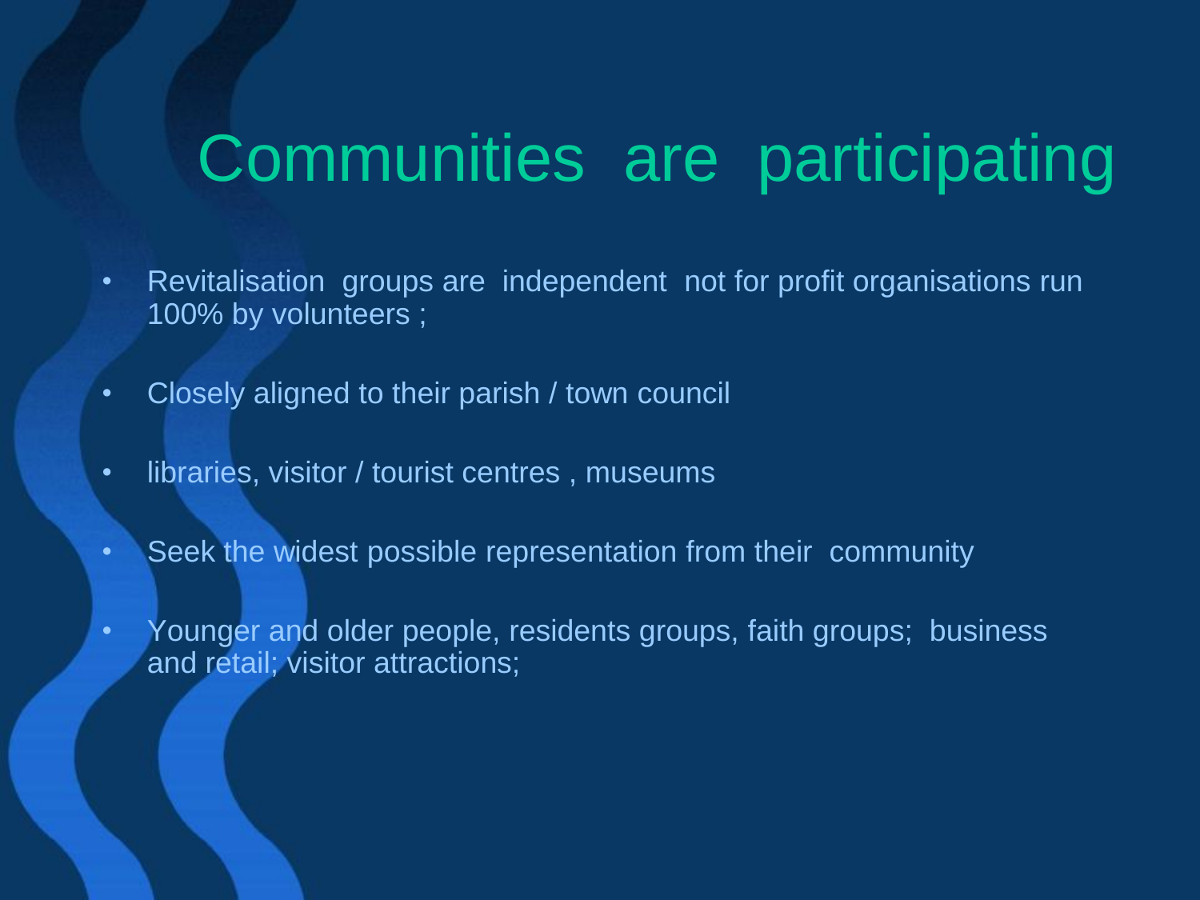# Communities are participating

- Revitalisation groups are independent not for profit organisations run 100% by volunteers ;
- Closely aligned to their parish / town council
- libraries, visitor / tourist centres , museums
- Seek the widest possible representation from their community
- Younger and older people, residents groups, faith groups; business and retail; visitor attractions;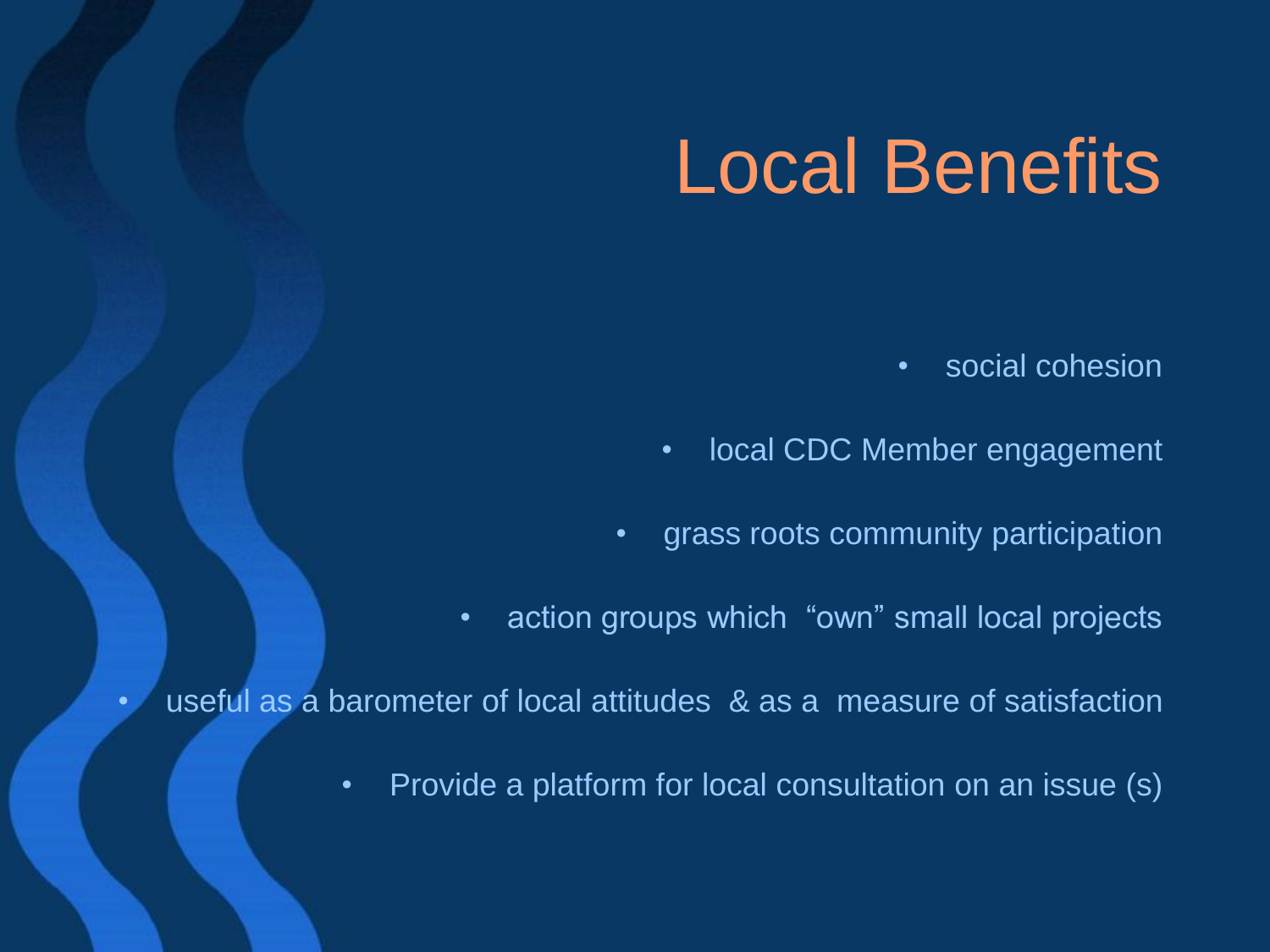# Local Benefits

- social cohesion
- local CDC Member engagement
- grass roots community participation
- action groups which "own" small local projects
- useful as a barometer of local attitudes & as a measure of satisfaction
- Provide a platform for local consultation on an issue (s)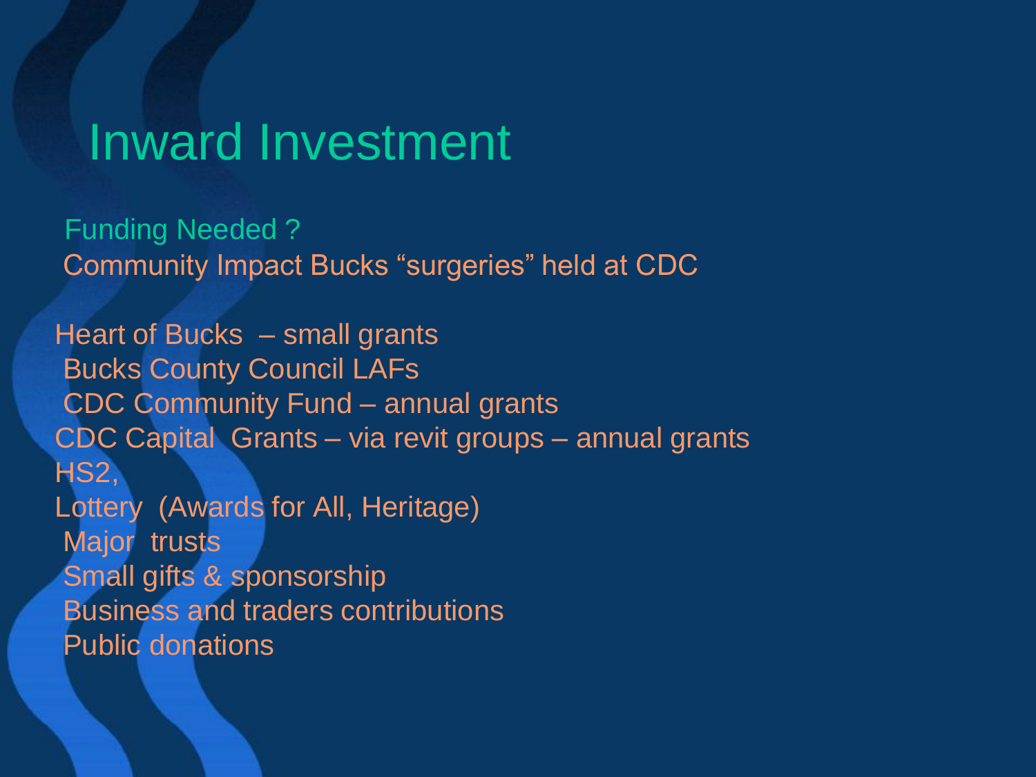# Inward Investment

Funding Needed ?

Community Impact Bucks "surgeries" held at CDC

Heart of Bucks – small grants

Bucks County Council LAFs

CDC Community Fund – annual grants

CDC Capital Grants – via revit groups – annual grants

HS2,

Lottery (Awards for All, Heritage)

Major trusts

Small gifts & sponsorship

Business and traders contributions

Public donations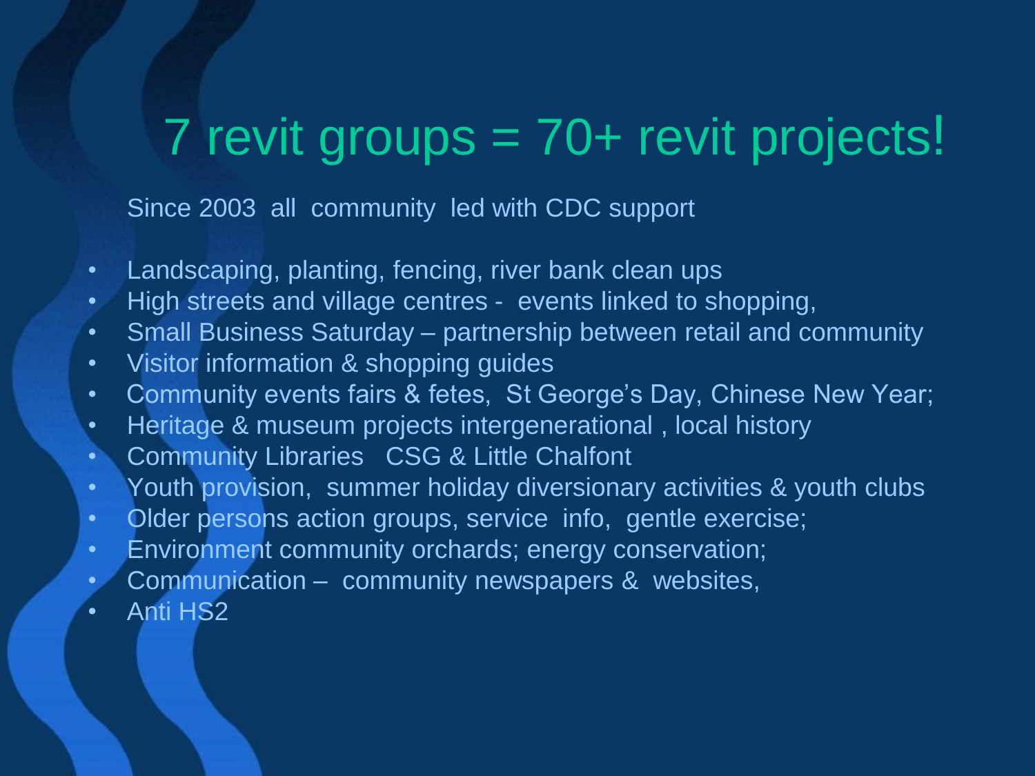# 7 revit groups = 70+ revit projects!

Since 2003 all community led with CDC support

- Landscaping, planting, fencing, river bank clean ups
- High streets and village centres - events linked to shopping,
- Small Business Saturday – partnership between retail and community
- Visitor information & shopping guides
- Community events fairs & fetes, St George's Day, Chinese New Year;
- Heritage & museum projects intergenerational , local history
- Community Libraries CSG & Little Chalfont
- Youth provision, summer holiday diversionary activities & youth clubs
- Older persons action groups, service info, gentle exercise;
- Environment community orchards; energy conservation;
- Communication – community newspapers & websites,
- Anti HS2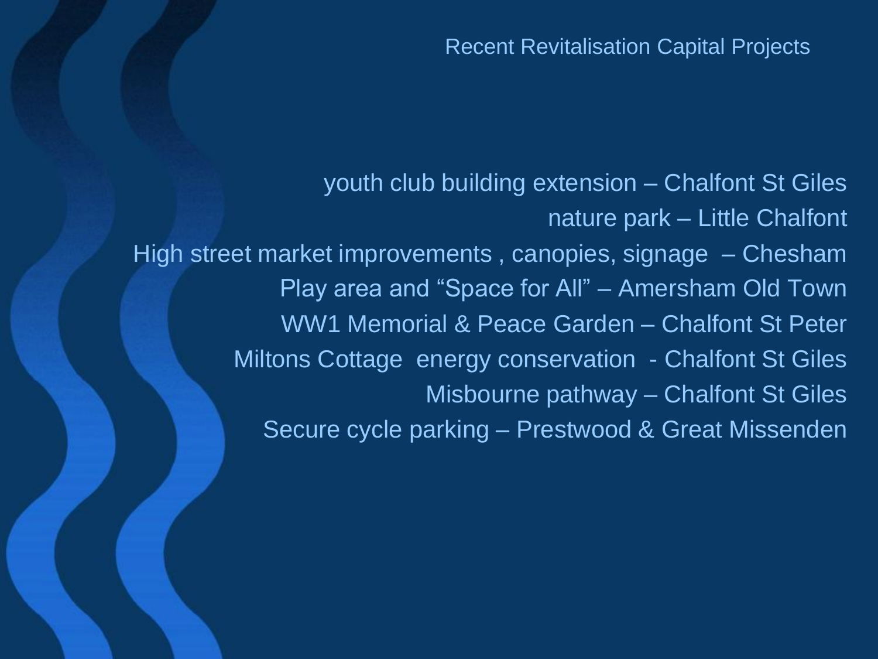# Recent Revitalisation Capital Projects

youth club building extension – Chalfont St Giles
nature park – Little Chalfont
High street market improvements , canopies, signage – Chesham
Play area and "Space for All" – Amersham Old Town
WW1 Memorial & Peace Garden – Chalfont St Peter
Miltons Cottage energy conservation - Chalfont St Giles
Misbourne pathway – Chalfont St Giles
Secure cycle parking – Prestwood & Great Missenden